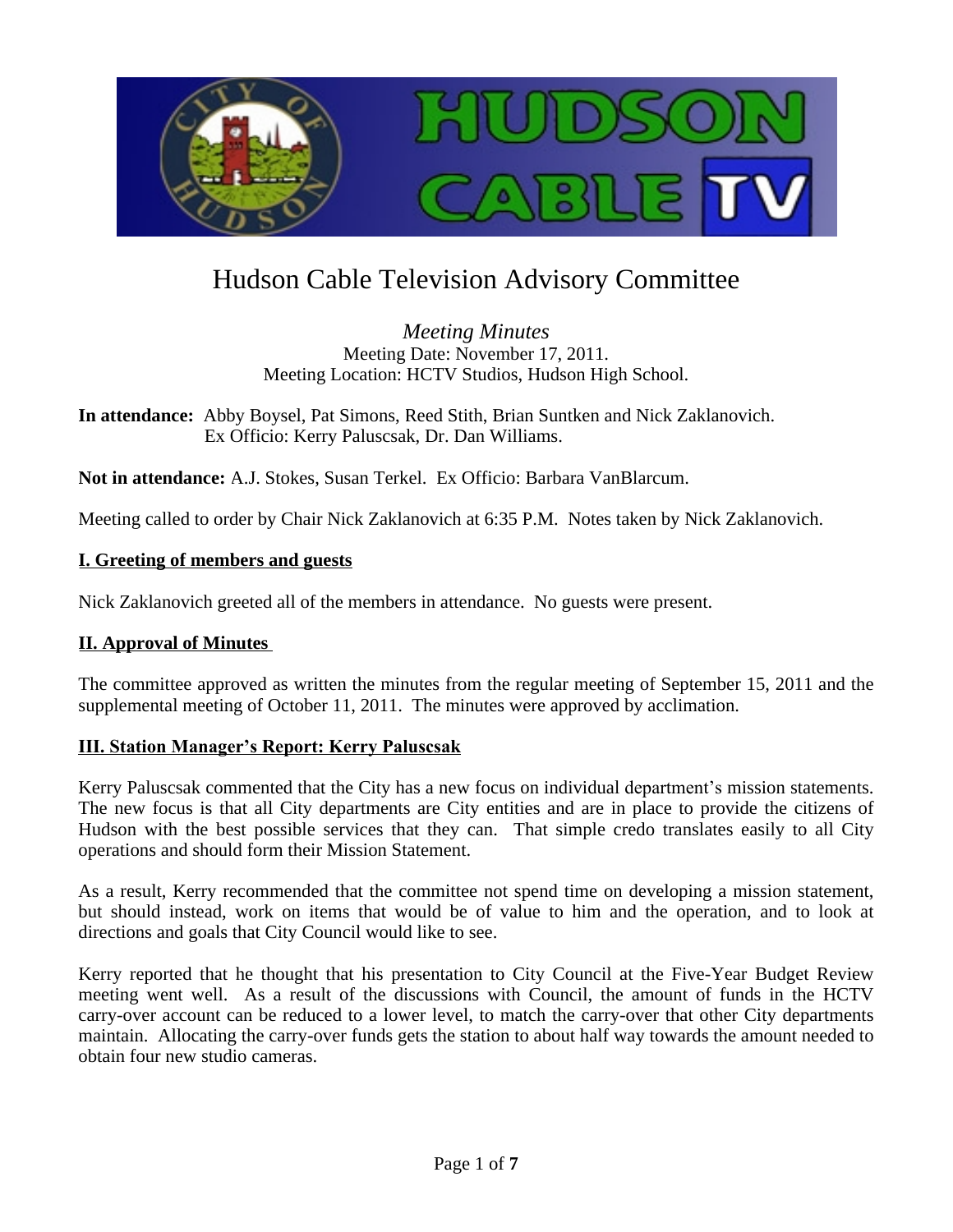# Hudson Cable Television Advisory Committee

*Meeting Minutes*
Meeting Date: November 17, 2011.
Meeting Location: HCTV Studios, Hudson High School.

**In attendance:** Abby Boysel, Pat Simons, Reed Stith, Brian Suntken and Nick Zaklanovich.
Ex Officio: Kerry Paluscsak, Dr. Dan Williams.

**Not in attendance:** A.J. Stokes, Susan Terkel. Ex Officio: Barbara VanBlarcum.

Meeting called to order by Chair Nick Zaklanovich at 6:35 P.M. Notes taken by Nick Zaklanovich.

## I. Greeting of members and guests

Nick Zaklanovich greeted all of the members in attendance. No guests were present.

## II. Approval of Minutes

The committee approved as written the minutes from the regular meeting of September 15, 2011 and the supplemental meeting of October 11, 2011. The minutes were approved by acclimation.

## III. Station Manager's Report: Kerry Paluscsak

Kerry Paluscsak commented that the City has a new focus on individual department's mission statements. The new focus is that all City departments are City entities and are in place to provide the citizens of Hudson with the best possible services that they can. That simple credo translates easily to all City operations and should form their Mission Statement.

As a result, Kerry recommended that the committee not spend time on developing a mission statement, but should instead, work on items that would be of value to him and the operation, and to look at directions and goals that City Council would like to see.

Kerry reported that he thought that his presentation to City Council at the Five-Year Budget Review meeting went well. As a result of the discussions with Council, the amount of funds in the HCTV carry-over account can be reduced to a lower level, to match the carry-over that other City departments maintain. Allocating the carry-over funds gets the station to about half way towards the amount needed to obtain four new studio cameras.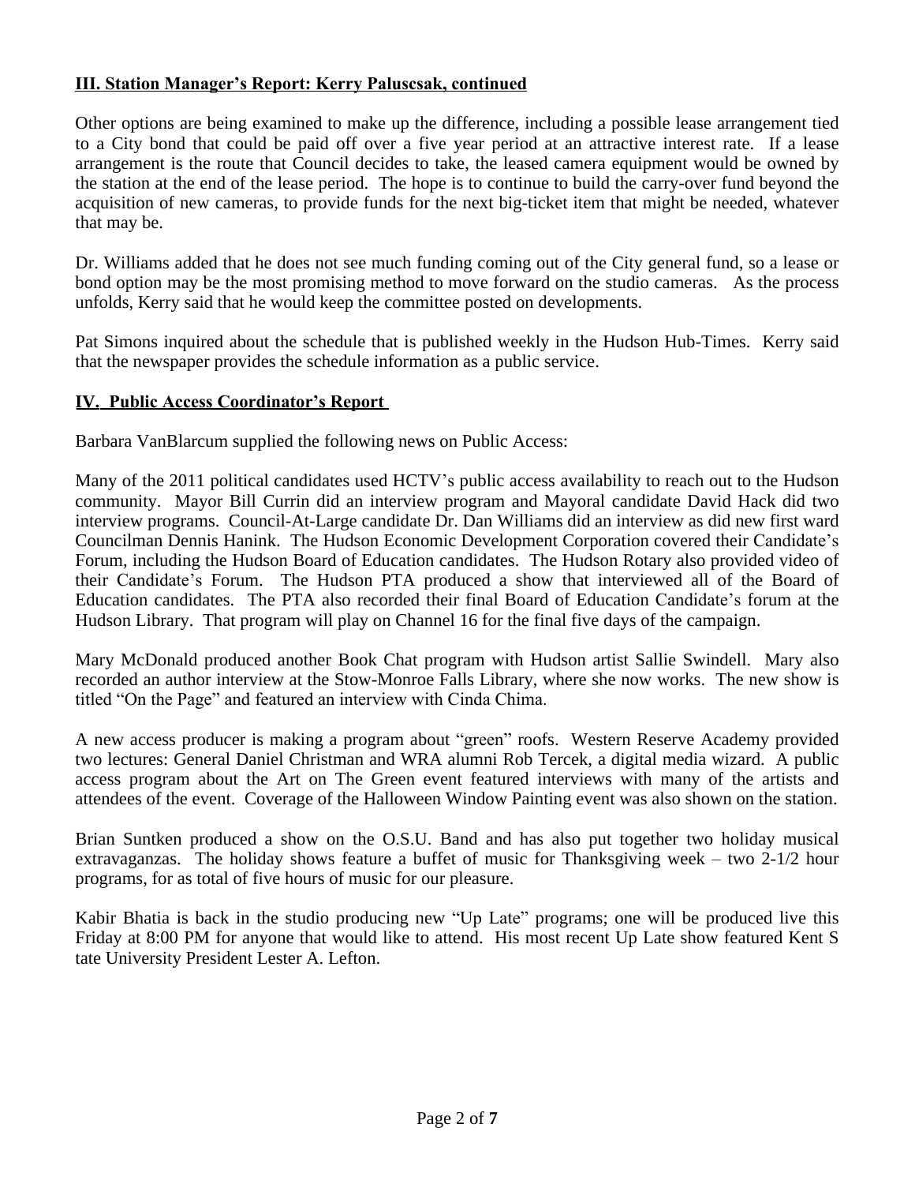**III. Station Manager's Report: Kerry Paluscsak, continued**

Other options are being examined to make up the difference, including a possible lease arrangement tied to a City bond that could be paid off over a five year period at an attractive interest rate. If a lease arrangement is the route that Council decides to take, the leased camera equipment would be owned by the station at the end of the lease period. The hope is to continue to build the carry-over fund beyond the acquisition of new cameras, to provide funds for the next big-ticket item that might be needed, whatever that may be.

Dr. Williams added that he does not see much funding coming out of the City general fund, so a lease or bond option may be the most promising method to move forward on the studio cameras. As the process unfolds, Kerry said that he would keep the committee posted on developments.

Pat Simons inquired about the schedule that is published weekly in the Hudson Hub-Times. Kerry said that the newspaper provides the schedule information as a public service.

**IV. Public Access Coordinator's Report**

Barbara VanBlarcum supplied the following news on Public Access:

Many of the 2011 political candidates used HCTV's public access availability to reach out to the Hudson community. Mayor Bill Currin did an interview program and Mayoral candidate David Hack did two interview programs. Council-At-Large candidate Dr. Dan Williams did an interview as did new first ward Councilman Dennis Hanink. The Hudson Economic Development Corporation covered their Candidate's Forum, including the Hudson Board of Education candidates. The Hudson Rotary also provided video of their Candidate's Forum. The Hudson PTA produced a show that interviewed all of the Board of Education candidates. The PTA also recorded their final Board of Education Candidate's forum at the Hudson Library. That program will play on Channel 16 for the final five days of the campaign.

Mary McDonald produced another Book Chat program with Hudson artist Sallie Swindell. Mary also recorded an author interview at the Stow-Monroe Falls Library, where she now works. The new show is titled "On the Page" and featured an interview with Cinda Chima.

A new access producer is making a program about "green" roofs. Western Reserve Academy provided two lectures: General Daniel Christman and WRA alumni Rob Tercek, a digital media wizard. A public access program about the Art on The Green event featured interviews with many of the artists and attendees of the event. Coverage of the Halloween Window Painting event was also shown on the station.

Brian Suntken produced a show on the O.S.U. Band and has also put together two holiday musical extravaganzas. The holiday shows feature a buffet of music for Thanksgiving week – two 2-1/2 hour programs, for as total of five hours of music for our pleasure.

Kabir Bhatia is back in the studio producing new "Up Late" programs; one will be produced live this Friday at 8:00 PM for anyone that would like to attend. His most recent Up Late show featured Kent S tate University President Lester A. Lefton.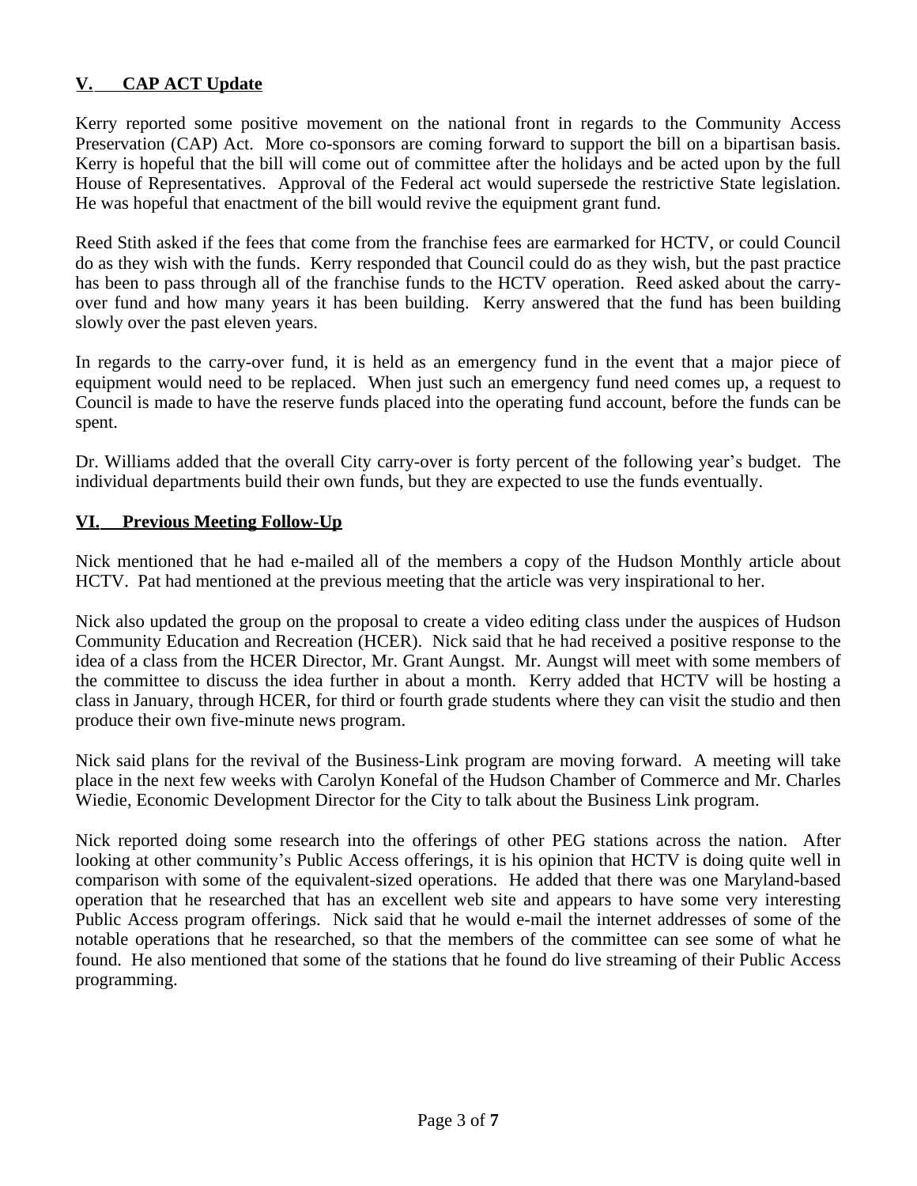## V. CAP ACT Update

Kerry reported some positive movement on the national front in regards to the Community Access Preservation (CAP) Act. More co-sponsors are coming forward to support the bill on a bipartisan basis. Kerry is hopeful that the bill will come out of committee after the holidays and be acted upon by the full House of Representatives. Approval of the Federal act would supersede the restrictive State legislation. He was hopeful that enactment of the bill would revive the equipment grant fund.

Reed Stith asked if the fees that come from the franchise fees are earmarked for HCTV, or could Council do as they wish with the funds. Kerry responded that Council could do as they wish, but the past practice has been to pass through all of the franchise funds to the HCTV operation. Reed asked about the carry-over fund and how many years it has been building. Kerry answered that the fund has been building slowly over the past eleven years.

In regards to the carry-over fund, it is held as an emergency fund in the event that a major piece of equipment would need to be replaced. When just such an emergency fund need comes up, a request to Council is made to have the reserve funds placed into the operating fund account, before the funds can be spent.

Dr. Williams added that the overall City carry-over is forty percent of the following year's budget. The individual departments build their own funds, but they are expected to use the funds eventually.

## VI. Previous Meeting Follow-Up

Nick mentioned that he had e-mailed all of the members a copy of the Hudson Monthly article about HCTV. Pat had mentioned at the previous meeting that the article was very inspirational to her.

Nick also updated the group on the proposal to create a video editing class under the auspices of Hudson Community Education and Recreation (HCER). Nick said that he had received a positive response to the idea of a class from the HCER Director, Mr. Grant Aungst. Mr. Aungst will meet with some members of the committee to discuss the idea further in about a month. Kerry added that HCTV will be hosting a class in January, through HCER, for third or fourth grade students where they can visit the studio and then produce their own five-minute news program.

Nick said plans for the revival of the Business-Link program are moving forward. A meeting will take place in the next few weeks with Carolyn Konefal of the Hudson Chamber of Commerce and Mr. Charles Wiedie, Economic Development Director for the City to talk about the Business Link program.

Nick reported doing some research into the offerings of other PEG stations across the nation. After looking at other community's Public Access offerings, it is his opinion that HCTV is doing quite well in comparison with some of the equivalent-sized operations. He added that there was one Maryland-based operation that he researched that has an excellent web site and appears to have some very interesting Public Access program offerings. Nick said that he would e-mail the internet addresses of some of the notable operations that he researched, so that the members of the committee can see some of what he found. He also mentioned that some of the stations that he found do live streaming of their Public Access programming.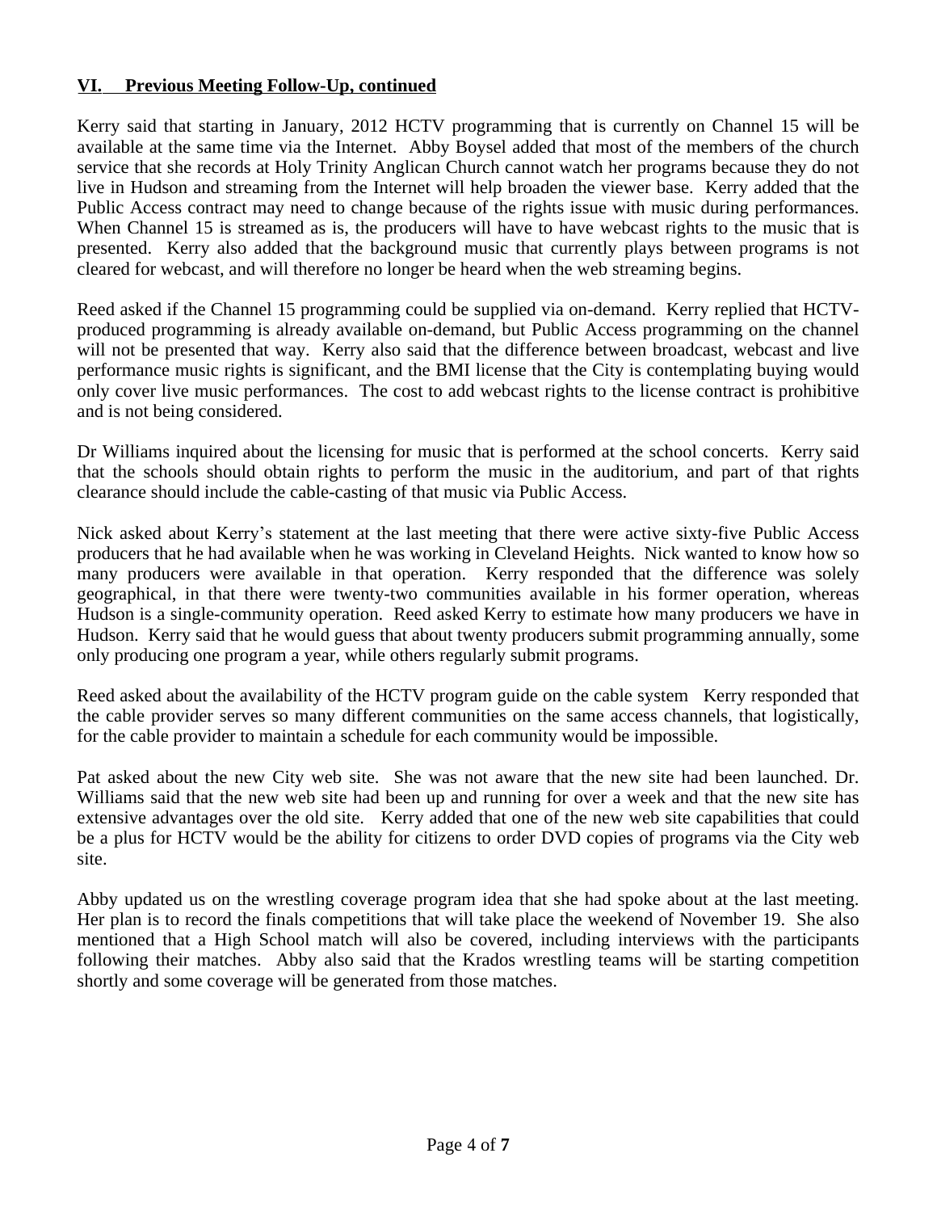## VI. Previous Meeting Follow-Up, continued

Kerry said that starting in January, 2012 HCTV programming that is currently on Channel 15 will be available at the same time via the Internet. Abby Boysel added that most of the members of the church service that she records at Holy Trinity Anglican Church cannot watch her programs because they do not live in Hudson and streaming from the Internet will help broaden the viewer base. Kerry added that the Public Access contract may need to change because of the rights issue with music during performances. When Channel 15 is streamed as is, the producers will have to have webcast rights to the music that is presented. Kerry also added that the background music that currently plays between programs is not cleared for webcast, and will therefore no longer be heard when the web streaming begins.

Reed asked if the Channel 15 programming could be supplied via on-demand. Kerry replied that HCTV-produced programming is already available on-demand, but Public Access programming on the channel will not be presented that way. Kerry also said that the difference between broadcast, webcast and live performance music rights is significant, and the BMI license that the City is contemplating buying would only cover live music performances. The cost to add webcast rights to the license contract is prohibitive and is not being considered.

Dr Williams inquired about the licensing for music that is performed at the school concerts. Kerry said that the schools should obtain rights to perform the music in the auditorium, and part of that rights clearance should include the cable-casting of that music via Public Access.

Nick asked about Kerry's statement at the last meeting that there were active sixty-five Public Access producers that he had available when he was working in Cleveland Heights. Nick wanted to know how so many producers were available in that operation. Kerry responded that the difference was solely geographical, in that there were twenty-two communities available in his former operation, whereas Hudson is a single-community operation. Reed asked Kerry to estimate how many producers we have in Hudson. Kerry said that he would guess that about twenty producers submit programming annually, some only producing one program a year, while others regularly submit programs.

Reed asked about the availability of the HCTV program guide on the cable system Kerry responded that the cable provider serves so many different communities on the same access channels, that logistically, for the cable provider to maintain a schedule for each community would be impossible.

Pat asked about the new City web site. She was not aware that the new site had been launched. Dr. Williams said that the new web site had been up and running for over a week and that the new site has extensive advantages over the old site. Kerry added that one of the new web site capabilities that could be a plus for HCTV would be the ability for citizens to order DVD copies of programs via the City web site.

Abby updated us on the wrestling coverage program idea that she had spoke about at the last meeting. Her plan is to record the finals competitions that will take place the weekend of November 19. She also mentioned that a High School match will also be covered, including interviews with the participants following their matches. Abby also said that the Krados wrestling teams will be starting competition shortly and some coverage will be generated from those matches.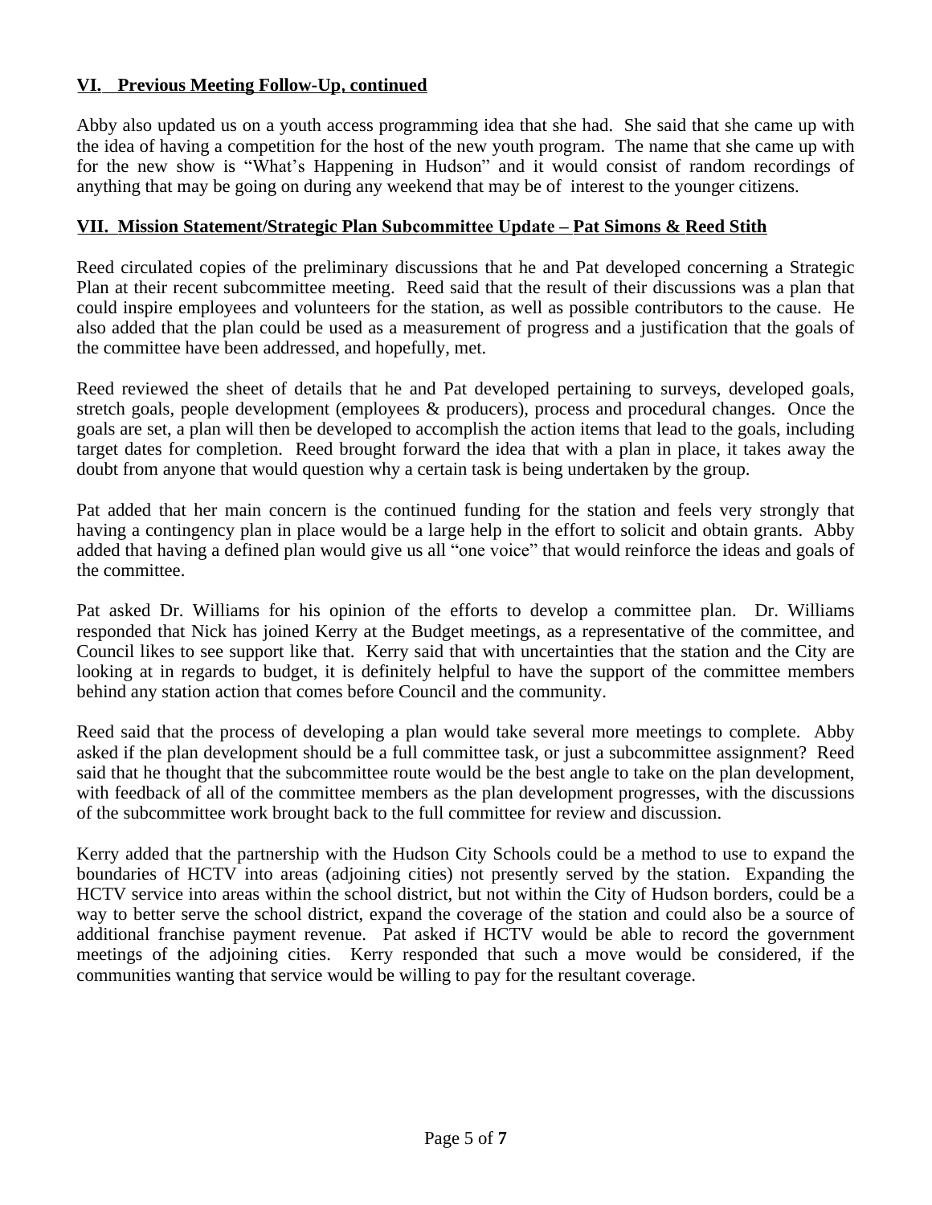## VI. Previous Meeting Follow-Up, continued

Abby also updated us on a youth access programming idea that she had. She said that she came up with the idea of having a competition for the host of the new youth program. The name that she came up with for the new show is "What's Happening in Hudson" and it would consist of random recordings of anything that may be going on during any weekend that may be of interest to the younger citizens.

## VII. Mission Statement/Strategic Plan Subcommittee Update – Pat Simons & Reed Stith

Reed circulated copies of the preliminary discussions that he and Pat developed concerning a Strategic Plan at their recent subcommittee meeting. Reed said that the result of their discussions was a plan that could inspire employees and volunteers for the station, as well as possible contributors to the cause. He also added that the plan could be used as a measurement of progress and a justification that the goals of the committee have been addressed, and hopefully, met.

Reed reviewed the sheet of details that he and Pat developed pertaining to surveys, developed goals, stretch goals, people development (employees & producers), process and procedural changes. Once the goals are set, a plan will then be developed to accomplish the action items that lead to the goals, including target dates for completion. Reed brought forward the idea that with a plan in place, it takes away the doubt from anyone that would question why a certain task is being undertaken by the group.

Pat added that her main concern is the continued funding for the station and feels very strongly that having a contingency plan in place would be a large help in the effort to solicit and obtain grants. Abby added that having a defined plan would give us all "one voice" that would reinforce the ideas and goals of the committee.

Pat asked Dr. Williams for his opinion of the efforts to develop a committee plan. Dr. Williams responded that Nick has joined Kerry at the Budget meetings, as a representative of the committee, and Council likes to see support like that. Kerry said that with uncertainties that the station and the City are looking at in regards to budget, it is definitely helpful to have the support of the committee members behind any station action that comes before Council and the community.

Reed said that the process of developing a plan would take several more meetings to complete. Abby asked if the plan development should be a full committee task, or just a subcommittee assignment? Reed said that he thought that the subcommittee route would be the best angle to take on the plan development, with feedback of all of the committee members as the plan development progresses, with the discussions of the subcommittee work brought back to the full committee for review and discussion.

Kerry added that the partnership with the Hudson City Schools could be a method to use to expand the boundaries of HCTV into areas (adjoining cities) not presently served by the station. Expanding the HCTV service into areas within the school district, but not within the City of Hudson borders, could be a way to better serve the school district, expand the coverage of the station and could also be a source of additional franchise payment revenue. Pat asked if HCTV would be able to record the government meetings of the adjoining cities. Kerry responded that such a move would be considered, if the communities wanting that service would be willing to pay for the resultant coverage.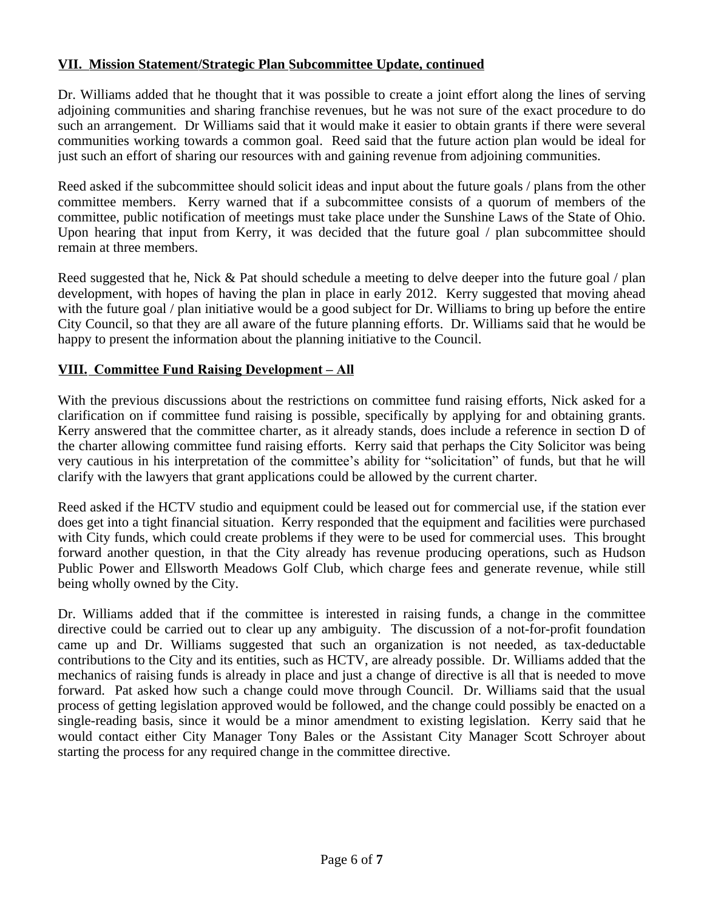## VII. Mission Statement/Strategic Plan Subcommittee Update, continued

Dr. Williams added that he thought that it was possible to create a joint effort along the lines of serving adjoining communities and sharing franchise revenues, but he was not sure of the exact procedure to do such an arrangement. Dr Williams said that it would make it easier to obtain grants if there were several communities working towards a common goal. Reed said that the future action plan would be ideal for just such an effort of sharing our resources with and gaining revenue from adjoining communities.

Reed asked if the subcommittee should solicit ideas and input about the future goals / plans from the other committee members. Kerry warned that if a subcommittee consists of a quorum of members of the committee, public notification of meetings must take place under the Sunshine Laws of the State of Ohio. Upon hearing that input from Kerry, it was decided that the future goal / plan subcommittee should remain at three members.

Reed suggested that he, Nick & Pat should schedule a meeting to delve deeper into the future goal / plan development, with hopes of having the plan in place in early 2012. Kerry suggested that moving ahead with the future goal / plan initiative would be a good subject for Dr. Williams to bring up before the entire City Council, so that they are all aware of the future planning efforts. Dr. Williams said that he would be happy to present the information about the planning initiative to the Council.

## VIII. Committee Fund Raising Development – All

With the previous discussions about the restrictions on committee fund raising efforts, Nick asked for a clarification on if committee fund raising is possible, specifically by applying for and obtaining grants. Kerry answered that the committee charter, as it already stands, does include a reference in section D of the charter allowing committee fund raising efforts. Kerry said that perhaps the City Solicitor was being very cautious in his interpretation of the committee's ability for "solicitation" of funds, but that he will clarify with the lawyers that grant applications could be allowed by the current charter.

Reed asked if the HCTV studio and equipment could be leased out for commercial use, if the station ever does get into a tight financial situation. Kerry responded that the equipment and facilities were purchased with City funds, which could create problems if they were to be used for commercial uses. This brought forward another question, in that the City already has revenue producing operations, such as Hudson Public Power and Ellsworth Meadows Golf Club, which charge fees and generate revenue, while still being wholly owned by the City.

Dr. Williams added that if the committee is interested in raising funds, a change in the committee directive could be carried out to clear up any ambiguity. The discussion of a not-for-profit foundation came up and Dr. Williams suggested that such an organization is not needed, as tax-deductable contributions to the City and its entities, such as HCTV, are already possible. Dr. Williams added that the mechanics of raising funds is already in place and just a change of directive is all that is needed to move forward. Pat asked how such a change could move through Council. Dr. Williams said that the usual process of getting legislation approved would be followed, and the change could possibly be enacted on a single-reading basis, since it would be a minor amendment to existing legislation. Kerry said that he would contact either City Manager Tony Bales or the Assistant City Manager Scott Schroyer about starting the process for any required change in the committee directive.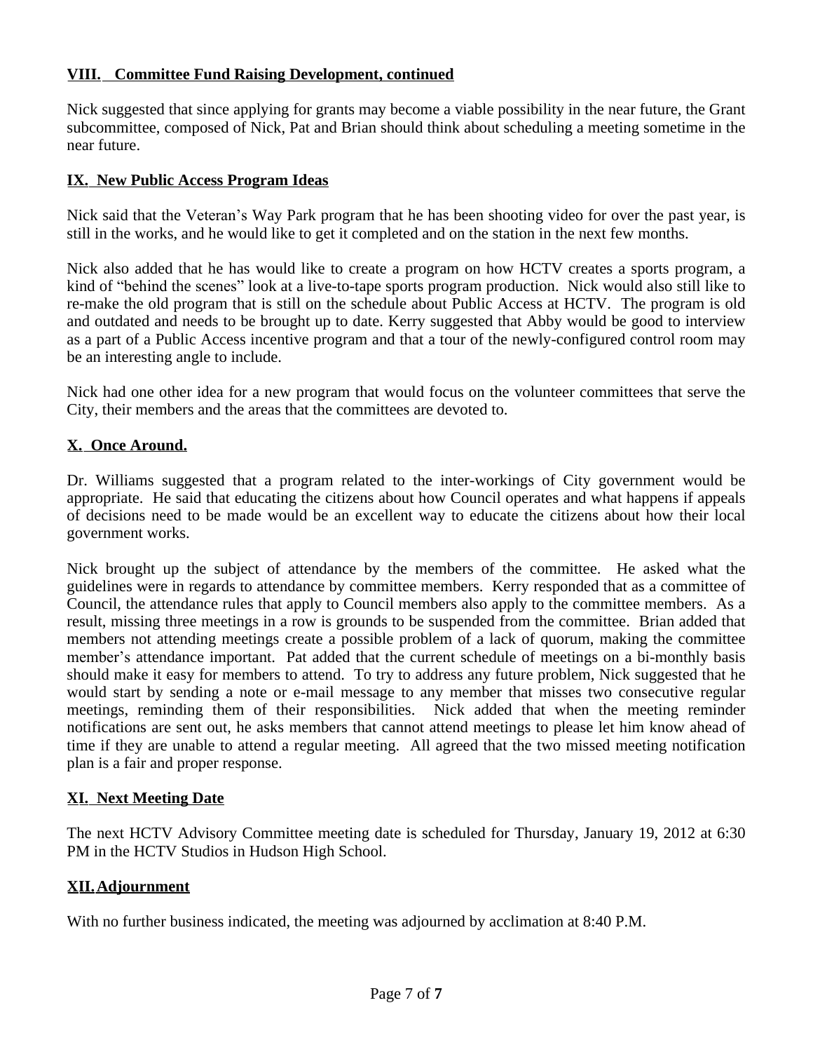## VIII. Committee Fund Raising Development, continued

Nick suggested that since applying for grants may become a viable possibility in the near future, the Grant subcommittee, composed of Nick, Pat and Brian should think about scheduling a meeting sometime in the near future.

## IX. New Public Access Program Ideas

Nick said that the Veteran's Way Park program that he has been shooting video for over the past year, is still in the works, and he would like to get it completed and on the station in the next few months.

Nick also added that he has would like to create a program on how HCTV creates a sports program, a kind of "behind the scenes" look at a live-to-tape sports program production. Nick would also still like to re-make the old program that is still on the schedule about Public Access at HCTV. The program is old and outdated and needs to be brought up to date. Kerry suggested that Abby would be good to interview as a part of a Public Access incentive program and that a tour of the newly-configured control room may be an interesting angle to include.

Nick had one other idea for a new program that would focus on the volunteer committees that serve the City, their members and the areas that the committees are devoted to.

## X. Once Around.

Dr. Williams suggested that a program related to the inter-workings of City government would be appropriate. He said that educating the citizens about how Council operates and what happens if appeals of decisions need to be made would be an excellent way to educate the citizens about how their local government works.

Nick brought up the subject of attendance by the members of the committee. He asked what the guidelines were in regards to attendance by committee members. Kerry responded that as a committee of Council, the attendance rules that apply to Council members also apply to the committee members. As a result, missing three meetings in a row is grounds to be suspended from the committee. Brian added that members not attending meetings create a possible problem of a lack of quorum, making the committee member's attendance important. Pat added that the current schedule of meetings on a bi-monthly basis should make it easy for members to attend. To try to address any future problem, Nick suggested that he would start by sending a note or e-mail message to any member that misses two consecutive regular meetings, reminding them of their responsibilities. Nick added that when the meeting reminder notifications are sent out, he asks members that cannot attend meetings to please let him know ahead of time if they are unable to attend a regular meeting. All agreed that the two missed meeting notification plan is a fair and proper response.

## XI. Next Meeting Date

The next HCTV Advisory Committee meeting date is scheduled for Thursday, January 19, 2012 at 6:30 PM in the HCTV Studios in Hudson High School.

## XII. Adjournment

With no further business indicated, the meeting was adjourned by acclimation at 8:40 P.M.